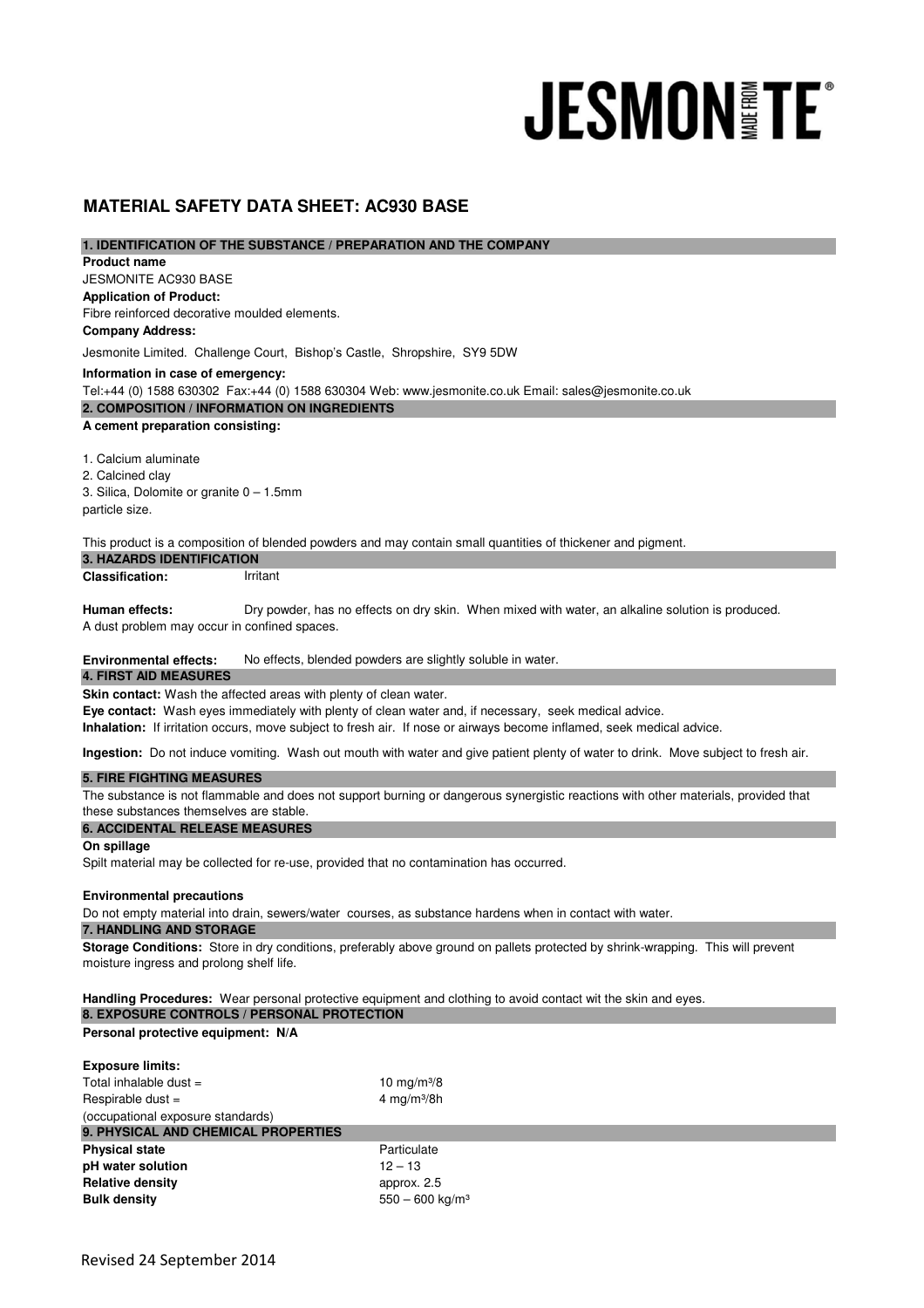JESMONITE®

# MATERIAL SAFETY DATA SHEET: AC930 BASE

## 1. IDENTIFICATION OF THE SUBSTANCE / PREPARATION AND THE COMPANY

**Product name**

JESMONITE AC930 BASE

**Application of Product:**

Fibre reinforced decorative moulded elements.

**Company Address:**

Jesmonite Limited. Challenge Court, Bishop's Castle, Shropshire, SY9 5DW

**Information in case of emergency:**

Tel:+44 (0) 1588 630302 Fax:+44 (0) 1588 630304 Web: www.jesmonite.co.uk Email: sales@jesmonite.co.uk

## 2. COMPOSITION / INFORMATION ON INGREDIENTS

**A cement preparation consisting:**

1. Calcium aluminate
2. Calcined clay
3. Silica, Dolomite or granite 0 – 1.5mm particle size.

This product is a composition of blended powders and may contain small quantities of thickener and pigment.

## 3. HAZARDS IDENTIFICATION

**Classification:** Irritant

**Human effects:** Dry powder, has no effects on dry skin. When mixed with water, an alkaline solution is produced. A dust problem may occur in confined spaces.

**Environmental effects:** No effects, blended powders are slightly soluble in water.

## 4. FIRST AID MEASURES

**Skin contact:** Wash the affected areas with plenty of clean water.

**Eye contact:** Wash eyes immediately with plenty of clean water and, if necessary, seek medical advice.

**Inhalation:** If irritation occurs, move subject to fresh air. If nose or airways become inflamed, seek medical advice.

**Ingestion:** Do not induce vomiting. Wash out mouth with water and give patient plenty of water to drink. Move subject to fresh air.

## 5. FIRE FIGHTING MEASURES

The substance is not flammable and does not support burning or dangerous synergistic reactions with other materials, provided that these substances themselves are stable.

## 6. ACCIDENTAL RELEASE MEASURES

**On spillage**

Spilt material may be collected for re-use, provided that no contamination has occurred.

**Environmental precautions**

Do not empty material into drain, sewers/water courses, as substance hardens when in contact with water.

## 7. HANDLING AND STORAGE

**Storage Conditions:** Store in dry conditions, preferably above ground on pallets protected by shrink-wrapping. This will prevent moisture ingress and prolong shelf life.

**Handling Procedures:** Wear personal protective equipment and clothing to avoid contact wit the skin and eyes.

## 8. EXPOSURE CONTROLS / PERSONAL PROTECTION

**Personal protective equipment: N/A**

**Exposure limits:**

| | |
|---|---|
| Total inhalable dust = | 10 mg/m³/8 |
| Respirable dust = | 4 mg/m³/8h |
| (occupational exposure standards) | |

## 9. PHYSICAL AND CHEMICAL PROPERTIES

| | |
|---|---|
| **Physical state** | Particulate |
| **pH water solution** | 12 – 13 |
| **Relative density** | approx. 2.5 |
| **Bulk density** | 550 – 600 kg/m³ |

Revised 24 September 2014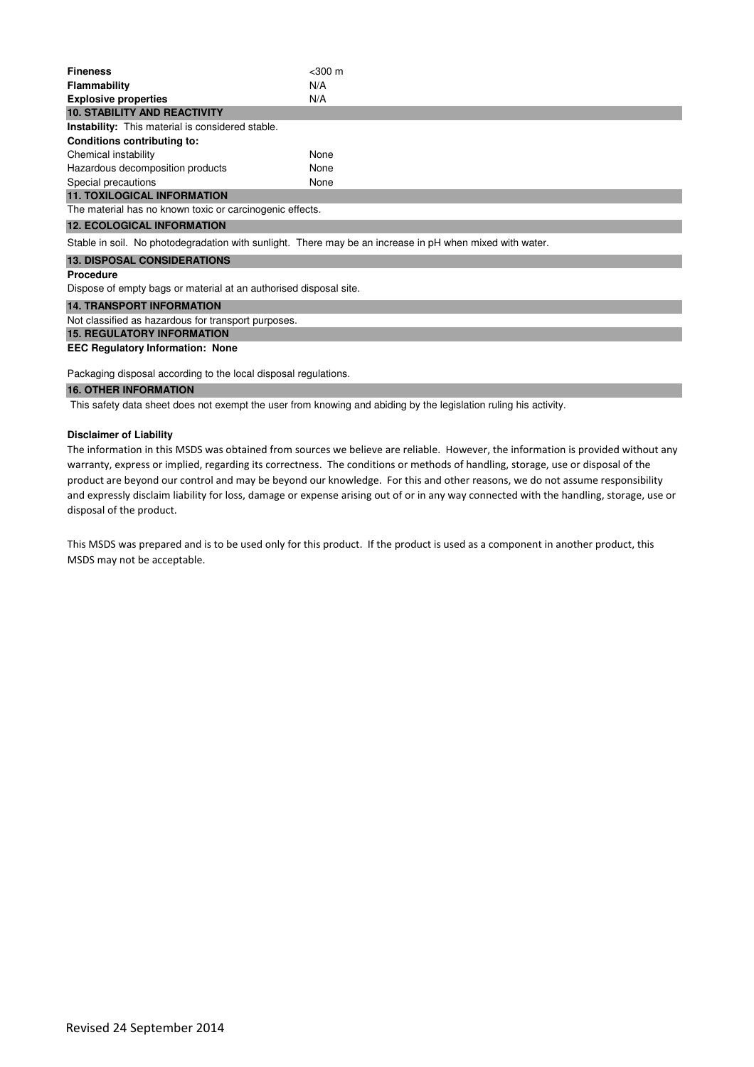| | |
|---|---|
| **Fineness** | <300 m |
| **Flammability** | N/A |
| **Explosive properties** | N/A |

## 10. STABILITY AND REACTIVITY

**Instability:** This material is considered stable.

**Conditions contributing to:**

| | |
|---|---|
| Chemical instability | None |
| Hazardous decomposition products | None |
| Special precautions | None |

## 11. TOXILOGICAL INFORMATION

The material has no known toxic or carcinogenic effects.

## 12. ECOLOGICAL INFORMATION

Stable in soil. No photodegradation with sunlight. There may be an increase in pH when mixed with water.

## 13. DISPOSAL CONSIDERATIONS

**Procedure**

Dispose of empty bags or material at an authorised disposal site.

## 14. TRANSPORT INFORMATION

Not classified as hazardous for transport purposes.

## 15. REGULATORY INFORMATION

**EEC Regulatory Information: None**

Packaging disposal according to the local disposal regulations.

## 16. OTHER INFORMATION

This safety data sheet does not exempt the user from knowing and abiding by the legislation ruling his activity.

**Disclaimer of Liability**

The information in this MSDS was obtained from sources we believe are reliable. However, the information is provided without any warranty, express or implied, regarding its correctness. The conditions or methods of handling, storage, use or disposal of the product are beyond our control and may be beyond our knowledge. For this and other reasons, we do not assume responsibility and expressly disclaim liability for loss, damage or expense arising out of or in any way connected with the handling, storage, use or disposal of the product.

This MSDS was prepared and is to be used only for this product. If the product is used as a component in another product, this MSDS may not be acceptable.

Revised 24 September 2014